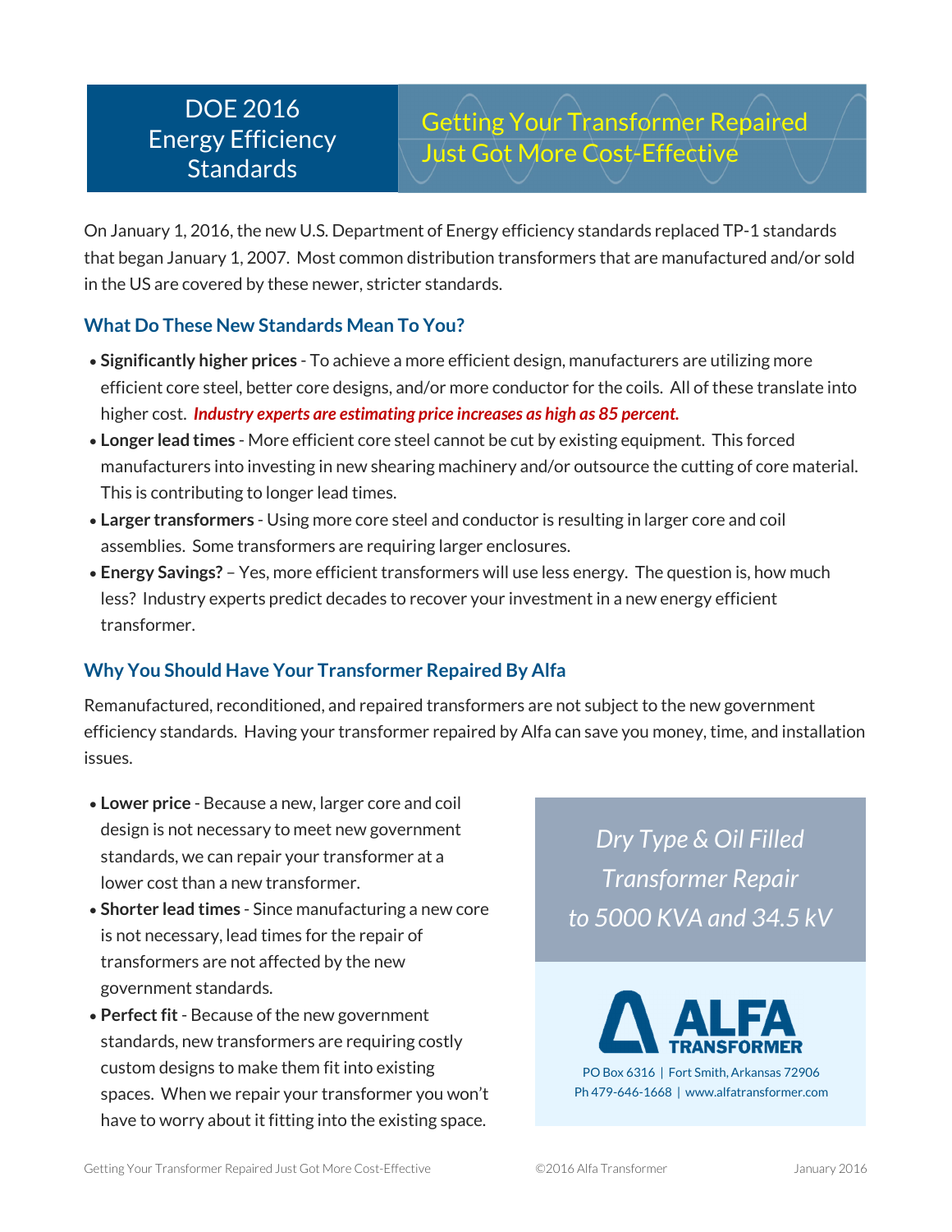# DOE 2016 Energy Efficiency Standards

## Getting Your Transformer Repaired Just Got More Cost-Effective

On January 1, 2016, the new U.S. Department of Energy efficiency standards replaced TP-1 standards that began January 1, 2007. Most common distribution transformers that are manufactured and/or sold in the US are covered by these newer, stricter standards.

### What Do These New Standards Mean To You?

- **Significantly higher prices** - To achieve a more efficient design, manufacturers are utilizing more efficient core steel, better core designs, and/or more conductor for the coils. All of these translate into higher cost. ***Industry experts are estimating price increases as high as 85 percent.***
- **Longer lead times** - More efficient core steel cannot be cut by existing equipment. This forced manufacturers into investing in new shearing machinery and/or outsource the cutting of core material. This is contributing to longer lead times.
- **Larger transformers** - Using more core steel and conductor is resulting in larger core and coil assemblies. Some transformers are requiring larger enclosures.
- **Energy Savings?** – Yes, more efficient transformers will use less energy. The question is, how much less? Industry experts predict decades to recover your investment in a new energy efficient transformer.

### Why You Should Have Your Transformer Repaired By Alfa

Remanufactured, reconditioned, and repaired transformers are not subject to the new government efficiency standards. Having your transformer repaired by Alfa can save you money, time, and installation issues.

- **Lower price** - Because a new, larger core and coil design is not necessary to meet new government standards, we can repair your transformer at a lower cost than a new transformer.
- **Shorter lead times** - Since manufacturing a new core is not necessary, lead times for the repair of transformers are not affected by the new government standards.
- **Perfect fit** - Because of the new government standards, new transformers are requiring costly custom designs to make them fit into existing spaces. When we repair your transformer you won't have to worry about it fitting into the existing space.

*Dry Type & Oil Filled Transformer Repair to 5000 KVA and 34.5 kV*

**ALFA TRANSFORMER**

PO Box 6316 | Fort Smith, Arkansas 72906
Ph 479-646-1668 | www.alfatransformer.com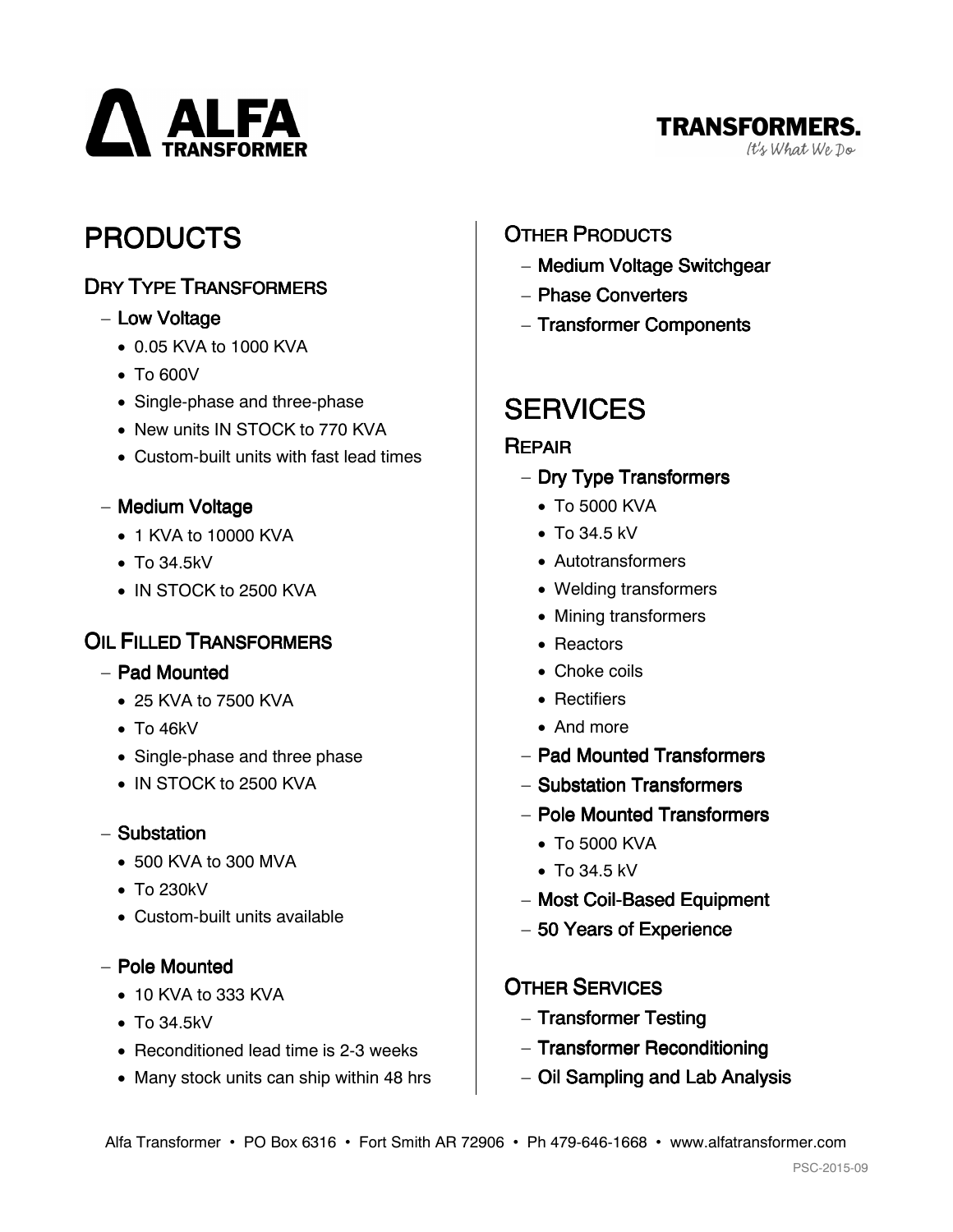# ALFA TRANSFORMER

**TRANSFORMERS.**
*It's What We Do*

# PRODUCTS

## Dry Type Transformers

- Low Voltage
  - 0.05 KVA to 1000 KVA
  - To 600V
  - Single-phase and three-phase
  - New units IN STOCK to 770 KVA
  - Custom-built units with fast lead times
- Medium Voltage
  - 1 KVA to 10000 KVA
  - To 34.5kV
  - IN STOCK to 2500 KVA

## Oil Filled Transformers

- Pad Mounted
  - 25 KVA to 7500 KVA
  - To 46kV
  - Single-phase and three phase
  - IN STOCK to 2500 KVA
- Substation
  - 500 KVA to 300 MVA
  - To 230kV
  - Custom-built units available
- Pole Mounted
  - 10 KVA to 333 KVA
  - To 34.5kV
  - Reconditioned lead time is 2-3 weeks
  - Many stock units can ship within 48 hrs

## Other Products

- Medium Voltage Switchgear
- Phase Converters
- Transformer Components

# SERVICES

## Repair

- Dry Type Transformers
  - To 5000 KVA
  - To 34.5 kV
  - Autotransformers
  - Welding transformers
  - Mining transformers
  - Reactors
  - Choke coils
  - Rectifiers
  - And more
- Pad Mounted Transformers
- Substation Transformers
- Pole Mounted Transformers
  - To 5000 KVA
  - To 34.5 kV
- Most Coil-Based Equipment
- 50 Years of Experience

## Other Services

- Transformer Testing
- Transformer Reconditioning
- Oil Sampling and Lab Analysis

Alfa Transformer • PO Box 6316 • Fort Smith AR 72906 • Ph 479-646-1668 • www.alfatransformer.com

PSC-2015-09